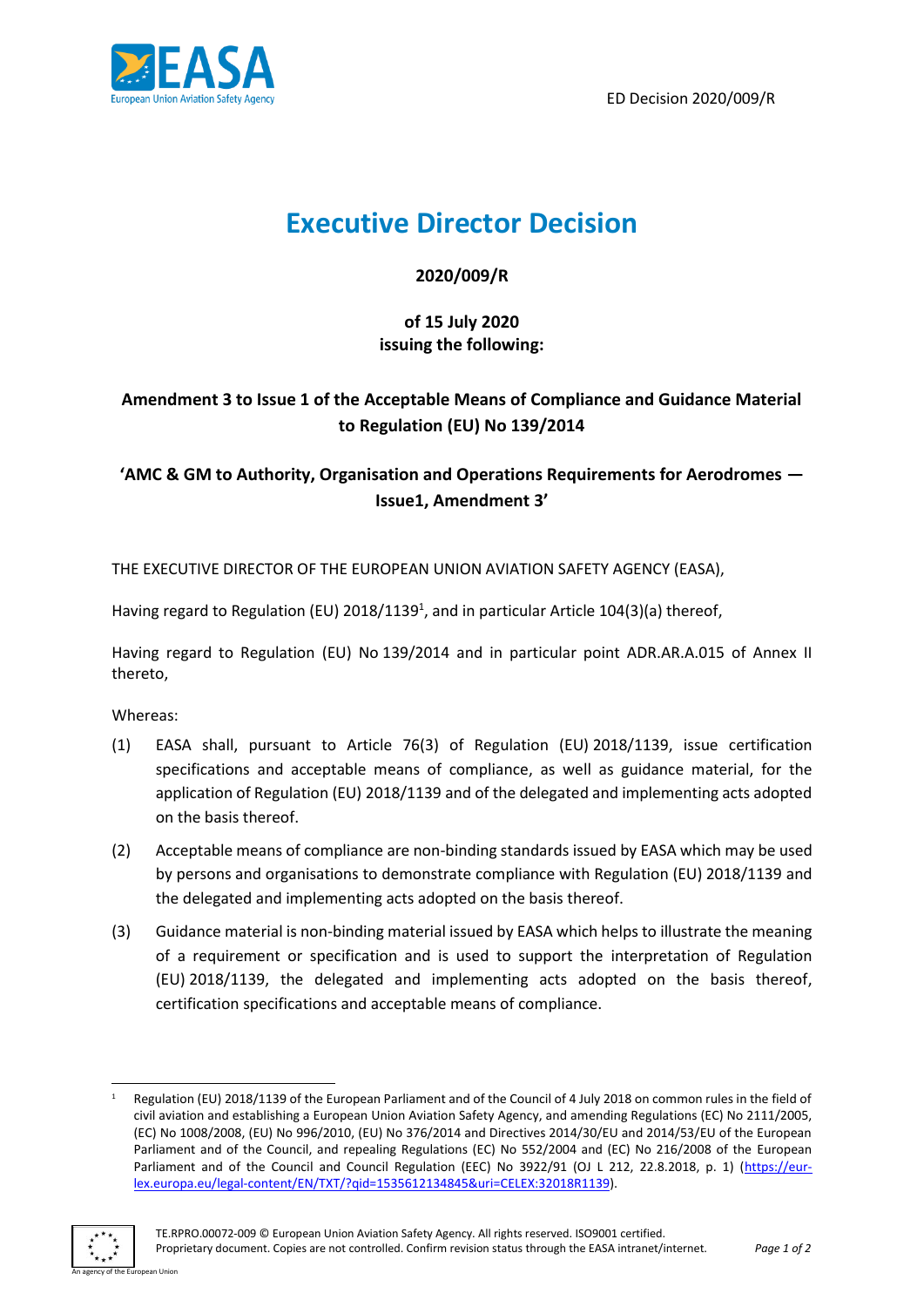ED Decision 2020/009/R

# Executive Director Decision

**2020/009/R**

**of 15 July 2020**
**issuing the following:**

**Amendment 3 to Issue 1 of the Acceptable Means of Compliance and Guidance Material to Regulation (EU) No 139/2014**

**'AMC & GM to Authority, Organisation and Operations Requirements for Aerodromes — Issue1, Amendment 3'**

THE EXECUTIVE DIRECTOR OF THE EUROPEAN UNION AVIATION SAFETY AGENCY (EASA),

Having regard to Regulation (EU) 2018/1139[1], and in particular Article 104(3)(a) thereof,

Having regard to Regulation (EU) No 139/2014 and in particular point ADR.AR.A.015 of Annex II thereto,

Whereas:

(1) EASA shall, pursuant to Article 76(3) of Regulation (EU) 2018/1139, issue certification specifications and acceptable means of compliance, as well as guidance material, for the application of Regulation (EU) 2018/1139 and of the delegated and implementing acts adopted on the basis thereof.

(2) Acceptable means of compliance are non-binding standards issued by EASA which may be used by persons and organisations to demonstrate compliance with Regulation (EU) 2018/1139 and the delegated and implementing acts adopted on the basis thereof.

(3) Guidance material is non-binding material issued by EASA which helps to illustrate the meaning of a requirement or specification and is used to support the interpretation of Regulation (EU) 2018/1139, the delegated and implementing acts adopted on the basis thereof, certification specifications and acceptable means of compliance.

---

[1] Regulation (EU) 2018/1139 of the European Parliament and of the Council of 4 July 2018 on common rules in the field of civil aviation and establishing a European Union Aviation Safety Agency, and amending Regulations (EC) No 2111/2005, (EC) No 1008/2008, (EU) No 996/2010, (EU) No 376/2014 and Directives 2014/30/EU and 2014/53/EU of the European Parliament and of the Council, and repealing Regulations (EC) No 552/2004 and (EC) No 216/2008 of the European Parliament and of the Council and Council Regulation (EEC) No 3922/91 (OJ L 212, 22.8.2018, p. 1) (https://eur-lex.europa.eu/legal-content/EN/TXT/?qid=1535612134845&uri=CELEX:32018R1139).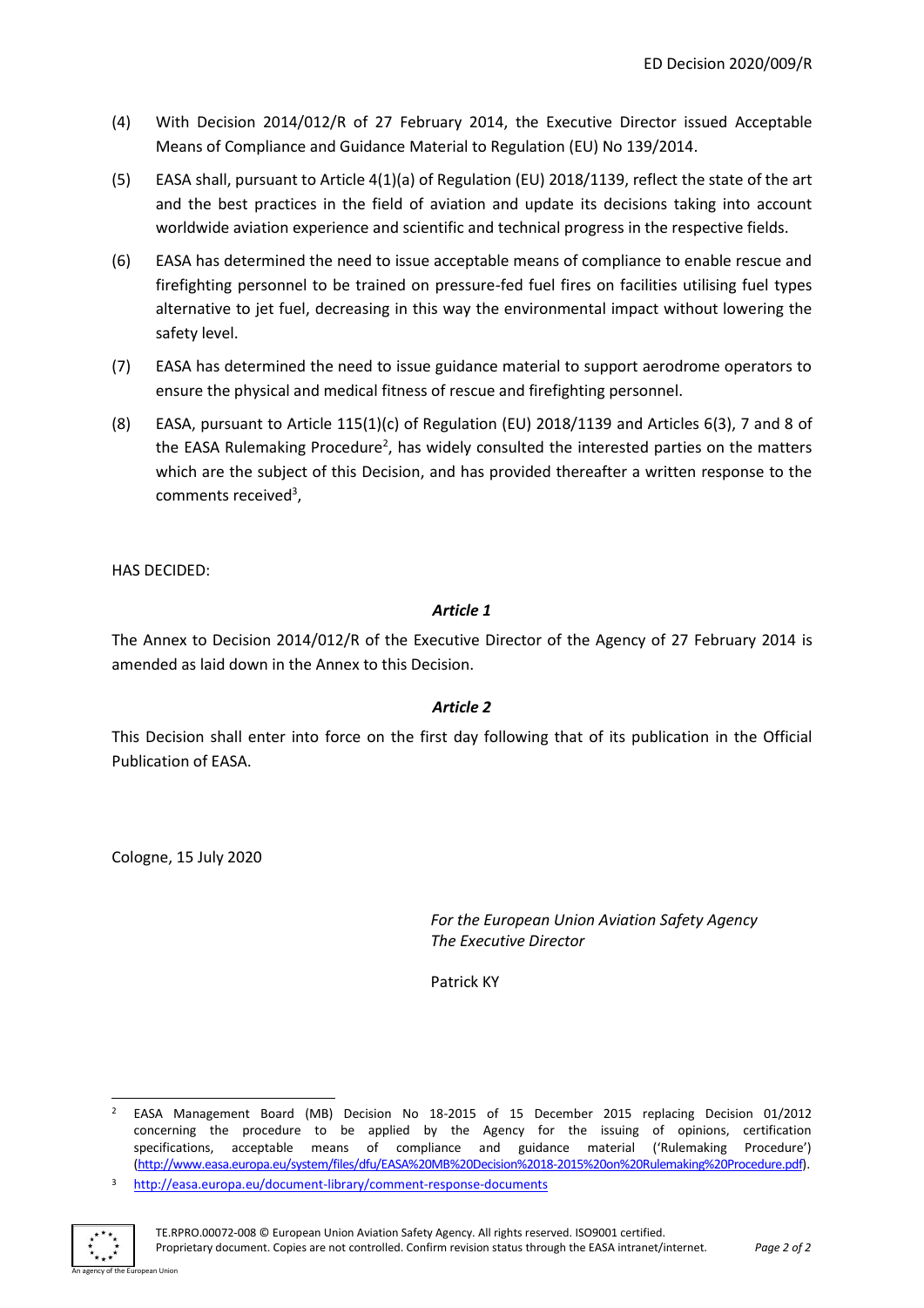(4) With Decision 2014/012/R of 27 February 2014, the Executive Director issued Acceptable Means of Compliance and Guidance Material to Regulation (EU) No 139/2014.

(5) EASA shall, pursuant to Article 4(1)(a) of Regulation (EU) 2018/1139, reflect the state of the art and the best practices in the field of aviation and update its decisions taking into account worldwide aviation experience and scientific and technical progress in the respective fields.

(6) EASA has determined the need to issue acceptable means of compliance to enable rescue and firefighting personnel to be trained on pressure-fed fuel fires on facilities utilising fuel types alternative to jet fuel, decreasing in this way the environmental impact without lowering the safety level.

(7) EASA has determined the need to issue guidance material to support aerodrome operators to ensure the physical and medical fitness of rescue and firefighting personnel.

(8) EASA, pursuant to Article 115(1)(c) of Regulation (EU) 2018/1139 and Articles 6(3), 7 and 8 of the EASA Rulemaking Procedure[2], has widely consulted the interested parties on the matters which are the subject of this Decision, and has provided thereafter a written response to the comments received[3],

HAS DECIDED:

### *Article 1*

The Annex to Decision 2014/012/R of the Executive Director of the Agency of 27 February 2014 is amended as laid down in the Annex to this Decision.

### *Article 2*

This Decision shall enter into force on the first day following that of its publication in the Official Publication of EASA.

Cologne, 15 July 2020

*For the European Union Aviation Safety Agency*
*The Executive Director*

Patrick KY

---

[2] EASA Management Board (MB) Decision No 18-2015 of 15 December 2015 replacing Decision 01/2012 concerning the procedure to be applied by the Agency for the issuing of opinions, certification specifications, acceptable means of compliance and guidance material ('Rulemaking Procedure') (http://www.easa.europa.eu/system/files/dfu/EASA%20MB%20Decision%2018-2015%20on%20Rulemaking%20Procedure.pdf).

[3] http://easa.europa.eu/document-library/comment-response-documents